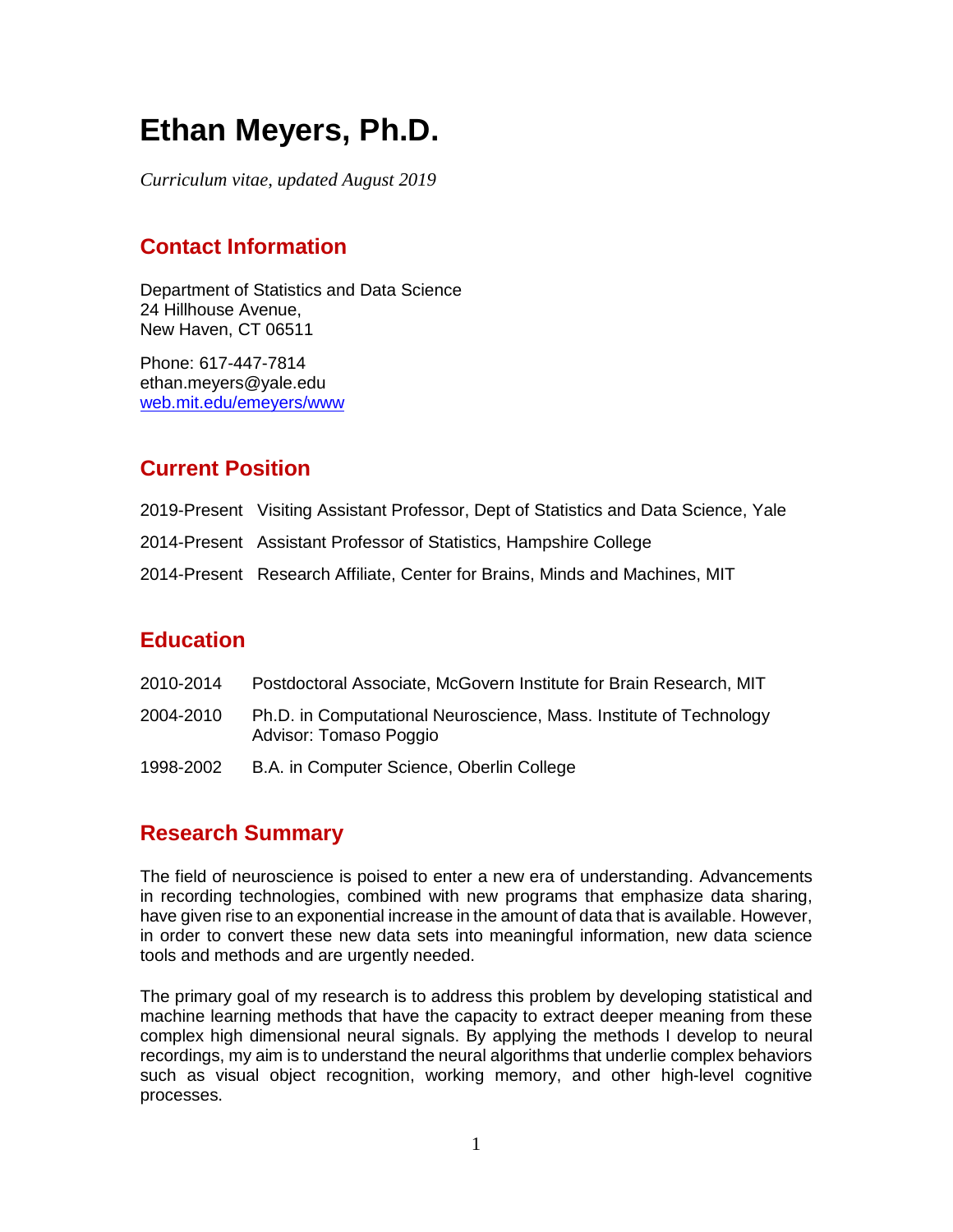# Ethan Meyers, Ph.D.

*Curriculum vitae, updated August 2019*

## Contact Information

Department of Statistics and Data Science
24 Hillhouse Avenue,
New Haven, CT 06511

Phone: 617-447-7814
ethan.meyers@yale.edu
[web.mit.edu/emeyers/www](web.mit.edu/emeyers/www)

## Current Position

2019-Present Visiting Assistant Professor, Dept of Statistics and Data Science, Yale

2014-Present Assistant Professor of Statistics, Hampshire College

2014-Present Research Affiliate, Center for Brains, Minds and Machines, MIT

## Education

2010-2014 Postdoctoral Associate, McGovern Institute for Brain Research, MIT

2004-2010 Ph.D. in Computational Neuroscience, Mass. Institute of Technology
Advisor: Tomaso Poggio

1998-2002 B.A. in Computer Science, Oberlin College

## Research Summary

The field of neuroscience is poised to enter a new era of understanding. Advancements in recording technologies, combined with new programs that emphasize data sharing, have given rise to an exponential increase in the amount of data that is available. However, in order to convert these new data sets into meaningful information, new data science tools and methods and are urgently needed.

The primary goal of my research is to address this problem by developing statistical and machine learning methods that have the capacity to extract deeper meaning from these complex high dimensional neural signals. By applying the methods I develop to neural recordings, my aim is to understand the neural algorithms that underlie complex behaviors such as visual object recognition, working memory, and other high-level cognitive processes.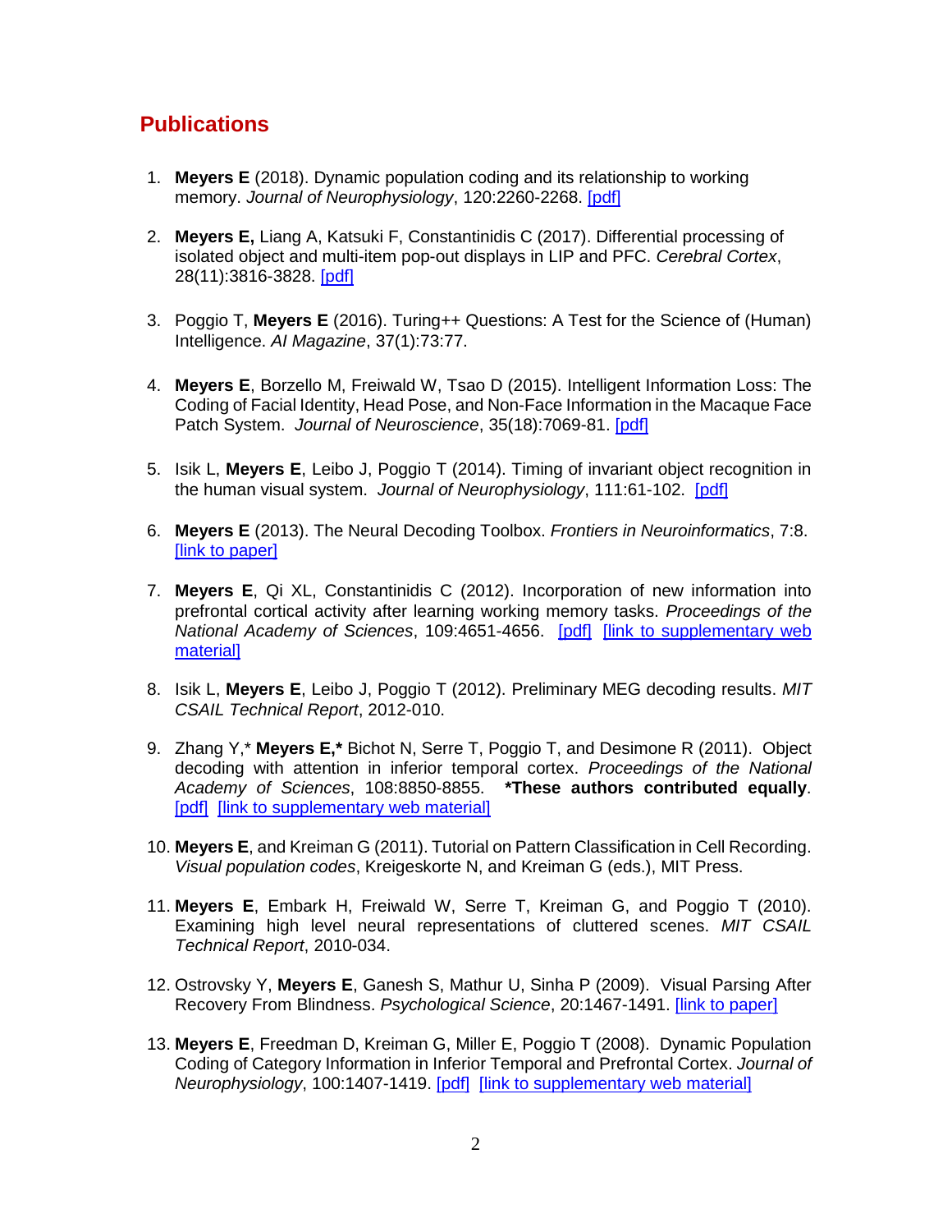## Publications

1. **Meyers E** (2018). Dynamic population coding and its relationship to working memory. *Journal of Neurophysiology*, 120:2260-2268. [pdf]

2. **Meyers E,** Liang A, Katsuki F, Constantinidis C (2017). Differential processing of isolated object and multi-item pop-out displays in LIP and PFC. *Cerebral Cortex*, 28(11):3816-3828. [pdf]

3. Poggio T, **Meyers E** (2016). Turing++ Questions: A Test for the Science of (Human) Intelligence. *AI Magazine*, 37(1):73:77.

4. **Meyers E**, Borzello M, Freiwald W, Tsao D (2015). Intelligent Information Loss: The Coding of Facial Identity, Head Pose, and Non-Face Information in the Macaque Face Patch System. *Journal of Neuroscience*, 35(18):7069-81. [pdf]

5. Isik L, **Meyers E**, Leibo J, Poggio T (2014). Timing of invariant object recognition in the human visual system. *Journal of Neurophysiology*, 111:61-102. [pdf]

6. **Meyers E** (2013). The Neural Decoding Toolbox. *Frontiers in Neuroinformatics*, 7:8. [link to paper]

7. **Meyers E**, Qi XL, Constantinidis C (2012). Incorporation of new information into prefrontal cortical activity after learning working memory tasks. *Proceedings of the National Academy of Sciences*, 109:4651-4656. [pdf] [link to supplementary web material]

8. Isik L, **Meyers E**, Leibo J, Poggio T (2012). Preliminary MEG decoding results. *MIT CSAIL Technical Report*, 2012-010.

9. Zhang Y,* **Meyers E,*** Bichot N, Serre T, Poggio T, and Desimone R (2011). Object decoding with attention in inferior temporal cortex. *Proceedings of the National Academy of Sciences*, 108:8850-8855. ***These authors contributed equally**. [pdf] [link to supplementary web material]

10. **Meyers E**, and Kreiman G (2011). Tutorial on Pattern Classification in Cell Recording. *Visual population codes*, Kreigeskorte N, and Kreiman G (eds.), MIT Press.

11. **Meyers E**, Embark H, Freiwald W, Serre T, Kreiman G, and Poggio T (2010). Examining high level neural representations of cluttered scenes. *MIT CSAIL Technical Report*, 2010-034.

12. Ostrovsky Y, **Meyers E**, Ganesh S, Mathur U, Sinha P (2009). Visual Parsing After Recovery From Blindness. *Psychological Science*, 20:1467-1491. [link to paper]

13. **Meyers E**, Freedman D, Kreiman G, Miller E, Poggio T (2008). Dynamic Population Coding of Category Information in Inferior Temporal and Prefrontal Cortex. *Journal of Neurophysiology*, 100:1407-1419. [pdf] [link to supplementary web material]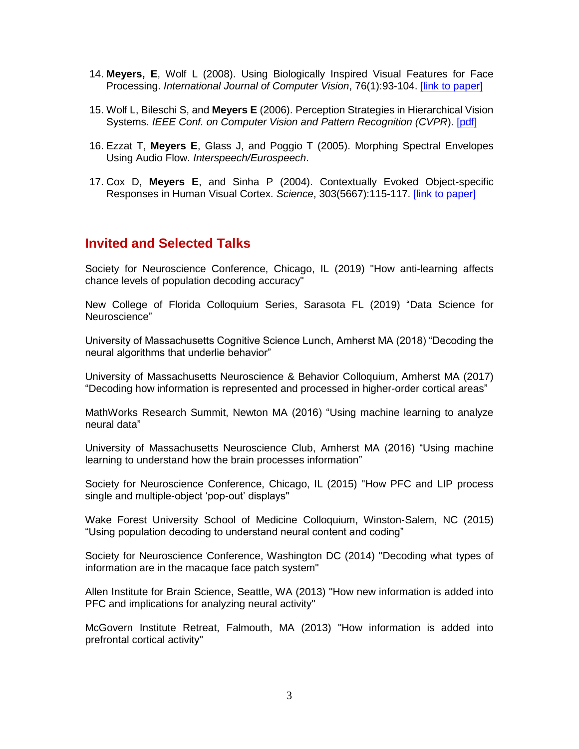14. **Meyers, E**, Wolf L (2008). Using Biologically Inspired Visual Features for Face Processing. *International Journal of Computer Vision*, 76(1):93-104. [link to paper]

15. Wolf L, Bileschi S, and **Meyers E** (2006). Perception Strategies in Hierarchical Vision Systems. *IEEE Conf. on Computer Vision and Pattern Recognition (CVPR*). [pdf]

16. Ezzat T, **Meyers E**, Glass J, and Poggio T (2005). Morphing Spectral Envelopes Using Audio Flow. *Interspeech/Eurospeech*.

17. Cox D, **Meyers E**, and Sinha P (2004). Contextually Evoked Object-specific Responses in Human Visual Cortex. *Science*, 303(5667):115-117. [link to paper]

## Invited and Selected Talks

Society for Neuroscience Conference, Chicago, IL (2019) "How anti-learning affects chance levels of population decoding accuracy"

New College of Florida Colloquium Series, Sarasota FL (2019) "Data Science for Neuroscience"

University of Massachusetts Cognitive Science Lunch, Amherst MA (2018) "Decoding the neural algorithms that underlie behavior"

University of Massachusetts Neuroscience & Behavior Colloquium, Amherst MA (2017) "Decoding how information is represented and processed in higher-order cortical areas"

MathWorks Research Summit, Newton MA (2016) "Using machine learning to analyze neural data"

University of Massachusetts Neuroscience Club, Amherst MA (2016) "Using machine learning to understand how the brain processes information"

Society for Neuroscience Conference, Chicago, IL (2015) "How PFC and LIP process single and multiple-object 'pop-out' displays"

Wake Forest University School of Medicine Colloquium, Winston-Salem, NC (2015) "Using population decoding to understand neural content and coding"

Society for Neuroscience Conference, Washington DC (2014) "Decoding what types of information are in the macaque face patch system"

Allen Institute for Brain Science, Seattle, WA (2013) "How new information is added into PFC and implications for analyzing neural activity"

McGovern Institute Retreat, Falmouth, MA (2013) "How information is added into prefrontal cortical activity"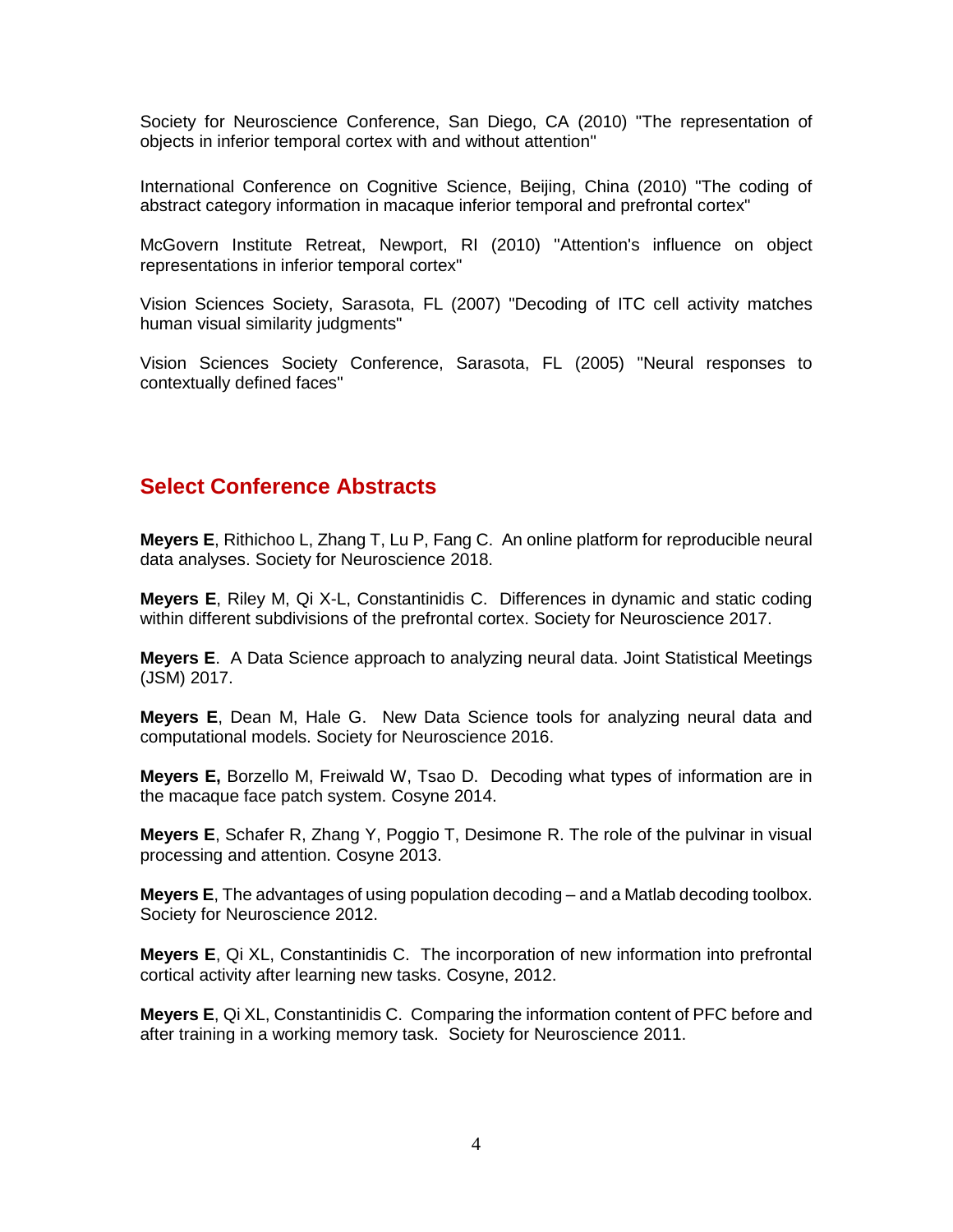Society for Neuroscience Conference, San Diego, CA (2010) "The representation of objects in inferior temporal cortex with and without attention"

International Conference on Cognitive Science, Beijing, China (2010) "The coding of abstract category information in macaque inferior temporal and prefrontal cortex"

McGovern Institute Retreat, Newport, RI (2010) "Attention's influence on object representations in inferior temporal cortex"

Vision Sciences Society, Sarasota, FL (2007) "Decoding of ITC cell activity matches human visual similarity judgments"

Vision Sciences Society Conference, Sarasota, FL (2005) "Neural responses to contextually defined faces"

## Select Conference Abstracts

**Meyers E**, Rithichoo L, Zhang T, Lu P, Fang C. An online platform for reproducible neural data analyses. Society for Neuroscience 2018.

**Meyers E**, Riley M, Qi X-L, Constantinidis C. Differences in dynamic and static coding within different subdivisions of the prefrontal cortex. Society for Neuroscience 2017.

**Meyers E**. A Data Science approach to analyzing neural data. Joint Statistical Meetings (JSM) 2017.

**Meyers E**, Dean M, Hale G. New Data Science tools for analyzing neural data and computational models. Society for Neuroscience 2016.

**Meyers E,** Borzello M, Freiwald W, Tsao D. Decoding what types of information are in the macaque face patch system. Cosyne 2014.

**Meyers E**, Schafer R, Zhang Y, Poggio T, Desimone R. The role of the pulvinar in visual processing and attention. Cosyne 2013.

**Meyers E**, The advantages of using population decoding – and a Matlab decoding toolbox. Society for Neuroscience 2012.

**Meyers E**, Qi XL, Constantinidis C. The incorporation of new information into prefrontal cortical activity after learning new tasks. Cosyne, 2012.

**Meyers E**, Qi XL, Constantinidis C. Comparing the information content of PFC before and after training in a working memory task. Society for Neuroscience 2011.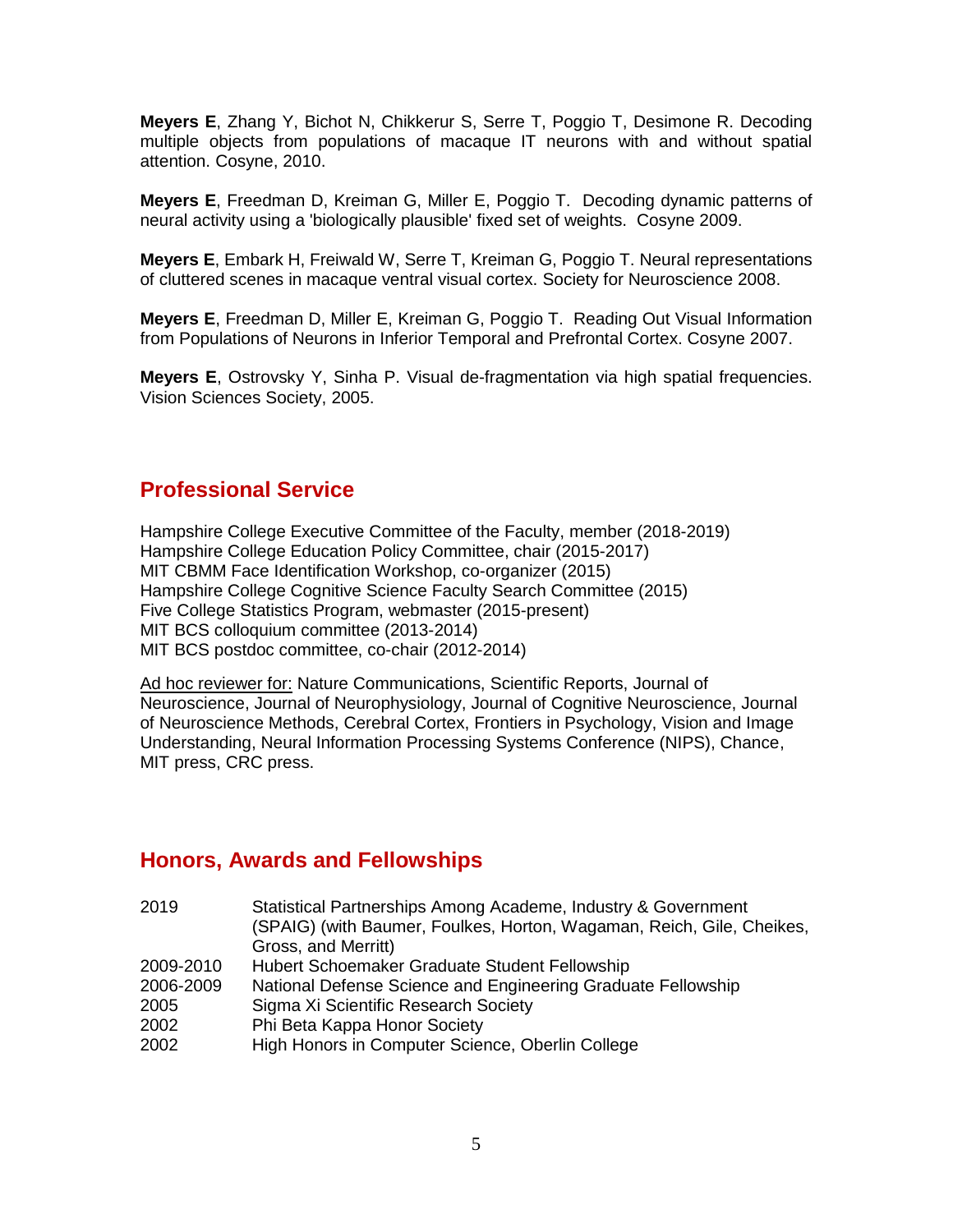**Meyers E**, Zhang Y, Bichot N, Chikkerur S, Serre T, Poggio T, Desimone R. Decoding multiple objects from populations of macaque IT neurons with and without spatial attention. Cosyne, 2010.

**Meyers E**, Freedman D, Kreiman G, Miller E, Poggio T. Decoding dynamic patterns of neural activity using a 'biologically plausible' fixed set of weights. Cosyne 2009.

**Meyers E**, Embark H, Freiwald W, Serre T, Kreiman G, Poggio T. Neural representations of cluttered scenes in macaque ventral visual cortex. Society for Neuroscience 2008.

**Meyers E**, Freedman D, Miller E, Kreiman G, Poggio T. Reading Out Visual Information from Populations of Neurons in Inferior Temporal and Prefrontal Cortex. Cosyne 2007.

**Meyers E**, Ostrovsky Y, Sinha P. Visual de-fragmentation via high spatial frequencies. Vision Sciences Society, 2005.

## Professional Service

Hampshire College Executive Committee of the Faculty, member (2018-2019)
Hampshire College Education Policy Committee, chair (2015-2017)
MIT CBMM Face Identification Workshop, co-organizer (2015)
Hampshire College Cognitive Science Faculty Search Committee (2015)
Five College Statistics Program, webmaster (2015-present)
MIT BCS colloquium committee (2013-2014)
MIT BCS postdoc committee, co-chair (2012-2014)

Ad hoc reviewer for: Nature Communications, Scientific Reports, Journal of Neuroscience, Journal of Neurophysiology, Journal of Cognitive Neuroscience, Journal of Neuroscience Methods, Cerebral Cortex, Frontiers in Psychology, Vision and Image Understanding, Neural Information Processing Systems Conference (NIPS), Chance, MIT press, CRC press.

## Honors, Awards and Fellowships

| | |
|---|---|
| 2019 | Statistical Partnerships Among Academe, Industry & Government (SPAIG) (with Baumer, Foulkes, Horton, Wagaman, Reich, Gile, Cheikes, Gross, and Merritt) |
| 2009-2010 | Hubert Schoemaker Graduate Student Fellowship |
| 2006-2009 | National Defense Science and Engineering Graduate Fellowship |
| 2005 | Sigma Xi Scientific Research Society |
| 2002 | Phi Beta Kappa Honor Society |
| 2002 | High Honors in Computer Science, Oberlin College |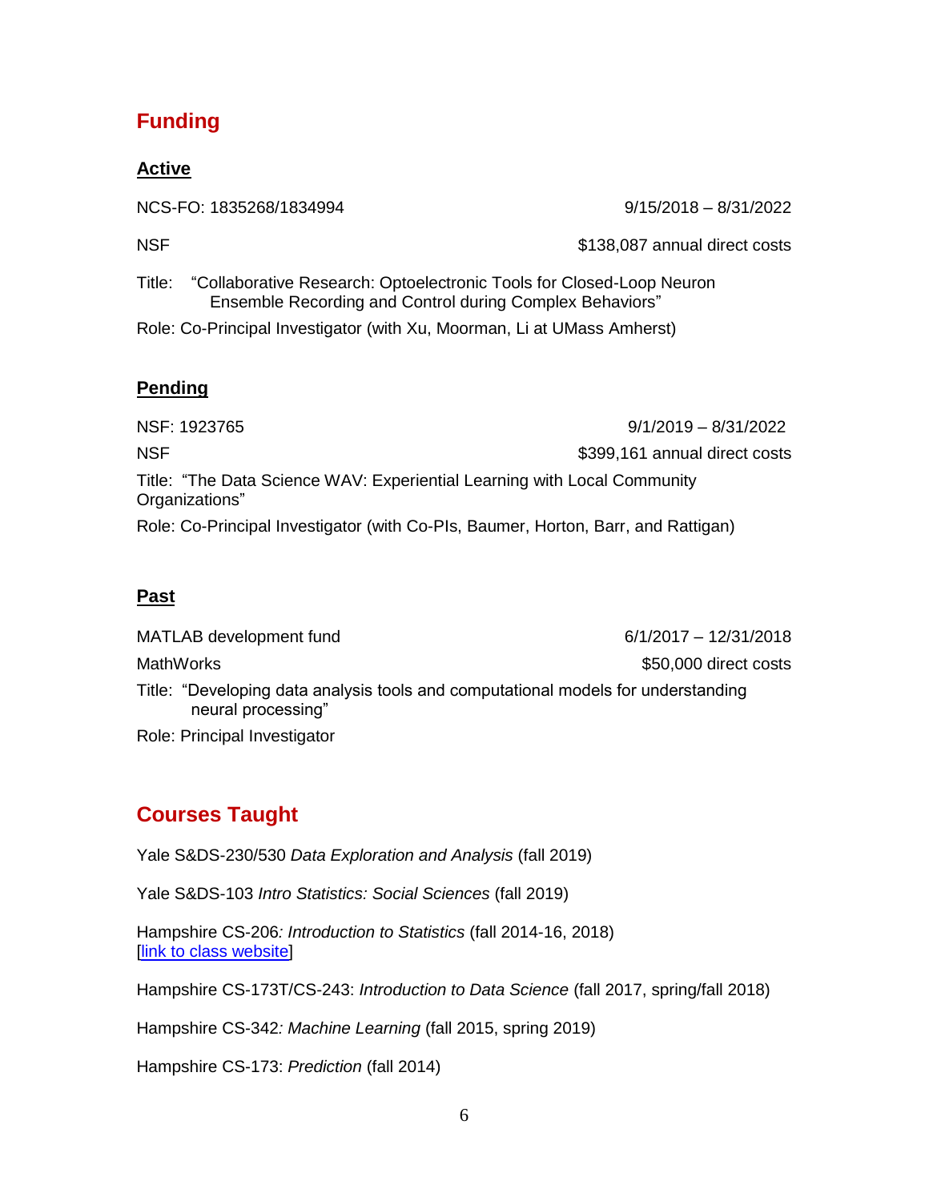## Funding

### Active

NCS-FO: 1835268/1834994 9/15/2018 – 8/31/2022

NSF $138,087 annual direct costs

Title: "Collaborative Research: Optoelectronic Tools for Closed-Loop Neuron Ensemble Recording and Control during Complex Behaviors"

Role: Co-Principal Investigator (with Xu, Moorman, Li at UMass Amherst)

### Pending

NSF: 1923765 9/1/2019 – 8/31/2022

NSF $399,161 annual direct costs

Title: "The Data Science WAV: Experiential Learning with Local Community Organizations"

Role: Co-Principal Investigator (with Co-PIs, Baumer, Horton, Barr, and Rattigan)

### Past

MATLAB development fund 6/1/2017 – 12/31/2018

MathWorks $50,000 direct costs

Title: "Developing data analysis tools and computational models for understanding neural processing"

Role: Principal Investigator

## Courses Taught

Yale S&DS-230/530 *Data Exploration and Analysis* (fall 2019)

Yale S&DS-103 *Intro Statistics: Social Sciences* (fall 2019)

Hampshire CS-206*: Introduction to Statistics* (fall 2014-16, 2018)
[link to class website]

Hampshire CS-173T/CS-243: *Introduction to Data Science* (fall 2017, spring/fall 2018)

Hampshire CS-342*: Machine Learning* (fall 2015, spring 2019)

Hampshire CS-173: *Prediction* (fall 2014)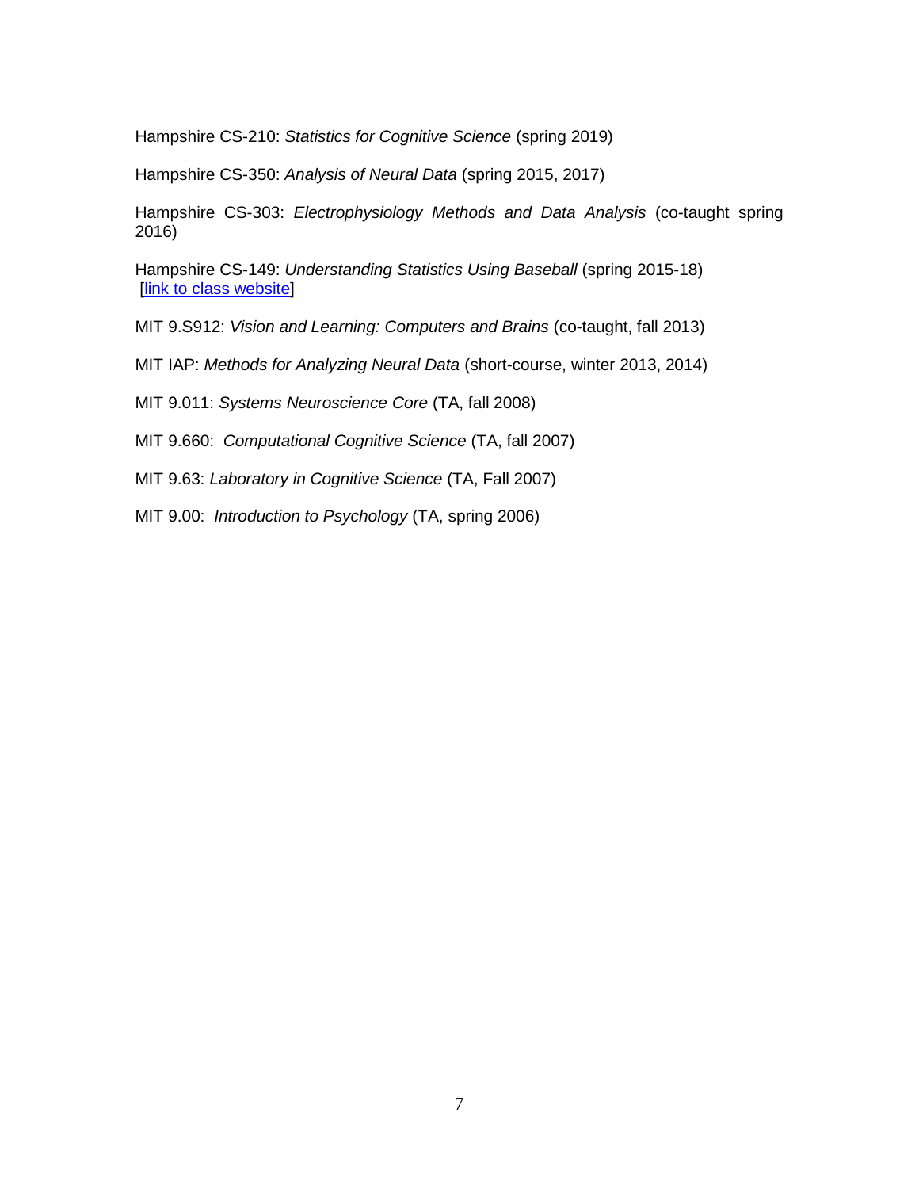Hampshire CS-210: *Statistics for Cognitive Science* (spring 2019)

Hampshire CS-350: *Analysis of Neural Data* (spring 2015, 2017)

Hampshire CS-303: *Electrophysiology Methods and Data Analysis* (co-taught spring 2016)

Hampshire CS-149: *Understanding Statistics Using Baseball* (spring 2015-18) [link to class website]

MIT 9.S912: *Vision and Learning: Computers and Brains* (co-taught, fall 2013)

MIT IAP: *Methods for Analyzing Neural Data* (short-course, winter 2013, 2014)

MIT 9.011: *Systems Neuroscience Core* (TA, fall 2008)

MIT 9.660: *Computational Cognitive Science* (TA, fall 2007)

MIT 9.63: *Laboratory in Cognitive Science* (TA, Fall 2007)

MIT 9.00: *Introduction to Psychology* (TA, spring 2006)